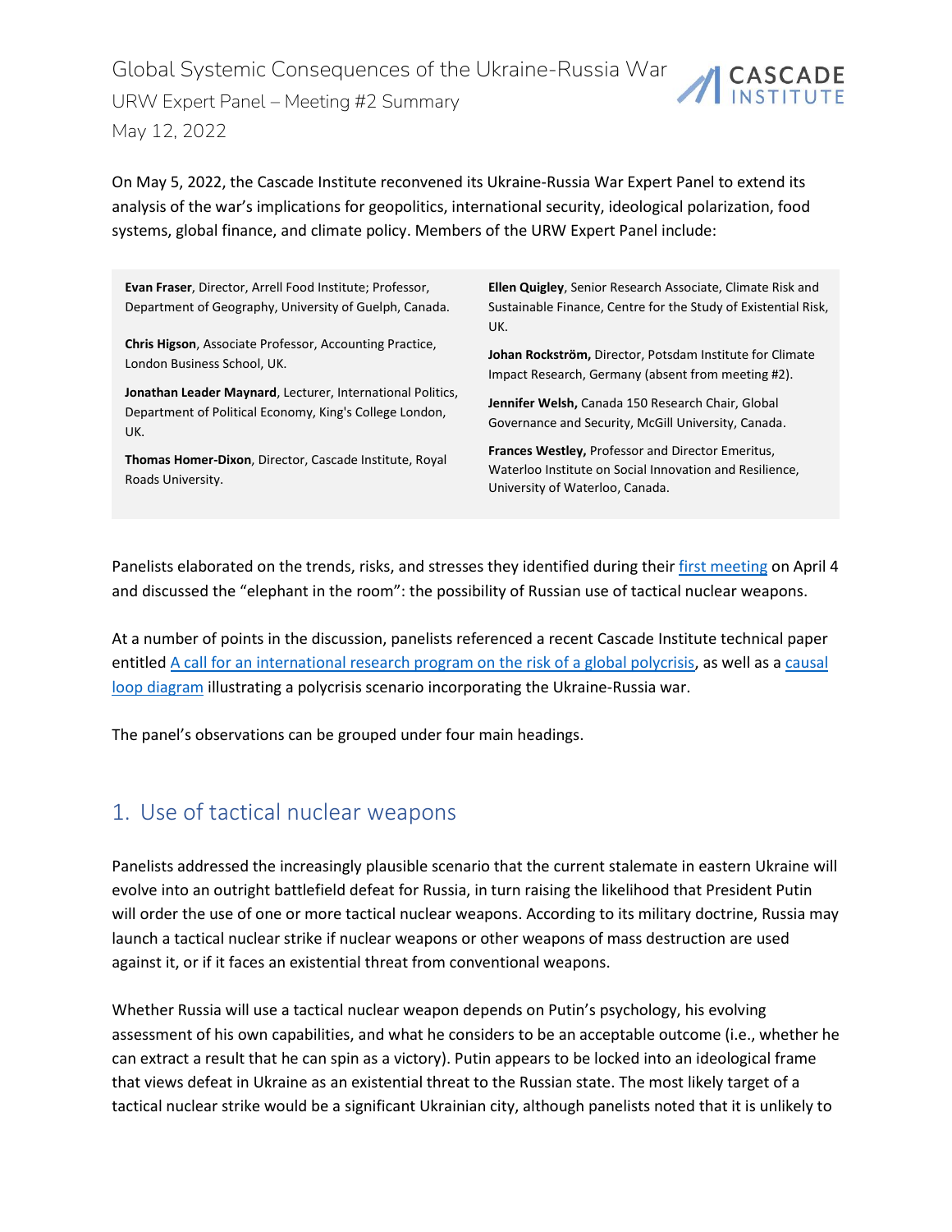# Global Systemic Consequences of the Ukraine-Russia War

URW Expert Panel – Meeting #2 Summary

May 12, 2022

On May 5, 2022, the Cascade Institute reconvened its Ukraine-Russia War Expert Panel to extend its analysis of the war's implications for geopolitics, international security, ideological polarization, food systems, global finance, and climate policy. Members of the URW Expert Panel include:

**Evan Fraser**, Director, Arrell Food Institute; Professor, Department of Geography, University of Guelph, Canada.

**Chris Higson**, Associate Professor, Accounting Practice, London Business School, UK.

**Jonathan Leader Maynard**, Lecturer, International Politics, Department of Political Economy, King's College London, UK.

**Thomas Homer-Dixon**, Director, Cascade Institute, Royal Roads University.

**Ellen Quigley**, Senior Research Associate, Climate Risk and Sustainable Finance, Centre for the Study of Existential Risk, UK.

**Johan Rockström,** Director, Potsdam Institute for Climate Impact Research, Germany (absent from meeting #2).

**Jennifer Welsh,** Canada 150 Research Chair, Global Governance and Security, McGill University, Canada.

**Frances Westley,** Professor and Director Emeritus, Waterloo Institute on Social Innovation and Resilience, University of Waterloo, Canada.

Panelists elaborated on the trends, risks, and stresses they identified during their first meeting on April 4 and discussed the "elephant in the room": the possibility of Russian use of tactical nuclear weapons.

At a number of points in the discussion, panelists referenced a recent Cascade Institute technical paper entitled A call for an international research program on the risk of a global polycrisis, as well as a causal loop diagram illustrating a polycrisis scenario incorporating the Ukraine-Russia war.

The panel's observations can be grouped under four main headings.

## 1. Use of tactical nuclear weapons

Panelists addressed the increasingly plausible scenario that the current stalemate in eastern Ukraine will evolve into an outright battlefield defeat for Russia, in turn raising the likelihood that President Putin will order the use of one or more tactical nuclear weapons. According to its military doctrine, Russia may launch a tactical nuclear strike if nuclear weapons or other weapons of mass destruction are used against it, or if it faces an existential threat from conventional weapons.

Whether Russia will use a tactical nuclear weapon depends on Putin's psychology, his evolving assessment of his own capabilities, and what he considers to be an acceptable outcome (i.e., whether he can extract a result that he can spin as a victory). Putin appears to be locked into an ideological frame that views defeat in Ukraine as an existential threat to the Russian state. The most likely target of a tactical nuclear strike would be a significant Ukrainian city, although panelists noted that it is unlikely to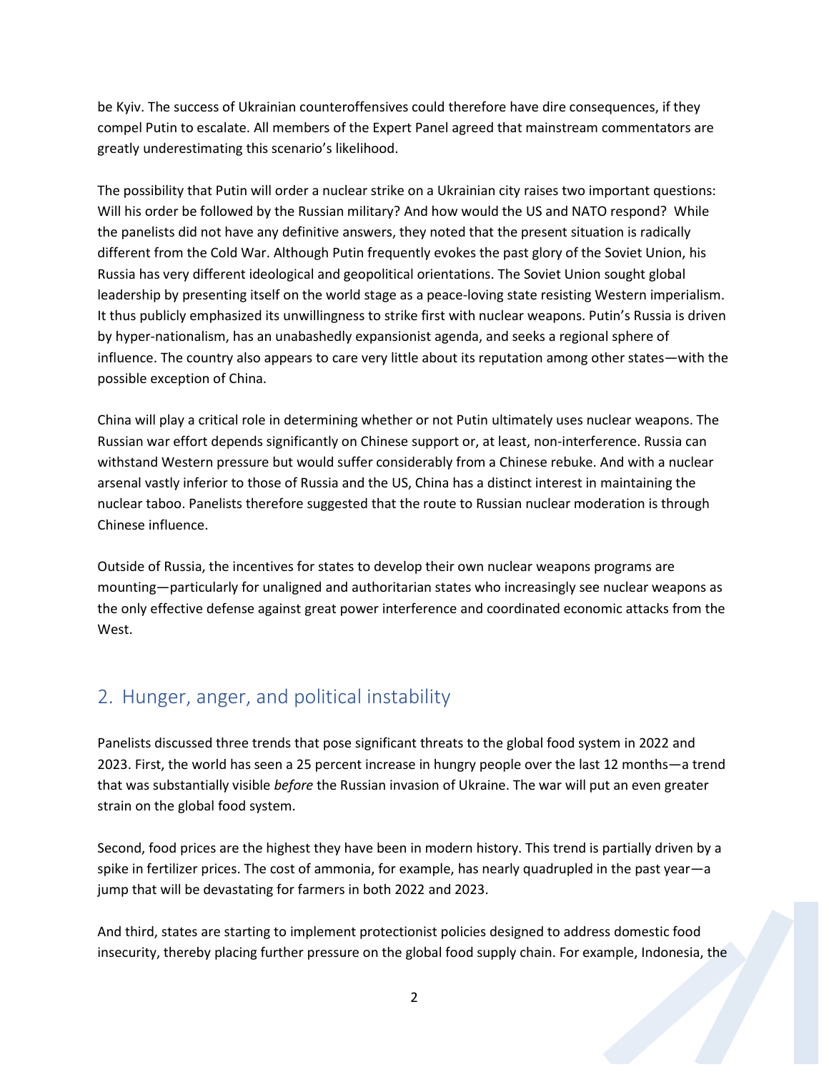be Kyiv. The success of Ukrainian counteroffensives could therefore have dire consequences, if they compel Putin to escalate. All members of the Expert Panel agreed that mainstream commentators are greatly underestimating this scenario's likelihood.

The possibility that Putin will order a nuclear strike on a Ukrainian city raises two important questions: Will his order be followed by the Russian military? And how would the US and NATO respond? While the panelists did not have any definitive answers, they noted that the present situation is radically different from the Cold War. Although Putin frequently evokes the past glory of the Soviet Union, his Russia has very different ideological and geopolitical orientations. The Soviet Union sought global leadership by presenting itself on the world stage as a peace-loving state resisting Western imperialism. It thus publicly emphasized its unwillingness to strike first with nuclear weapons. Putin's Russia is driven by hyper-nationalism, has an unabashedly expansionist agenda, and seeks a regional sphere of influence. The country also appears to care very little about its reputation among other states—with the possible exception of China.

China will play a critical role in determining whether or not Putin ultimately uses nuclear weapons. The Russian war effort depends significantly on Chinese support or, at least, non-interference. Russia can withstand Western pressure but would suffer considerably from a Chinese rebuke. And with a nuclear arsenal vastly inferior to those of Russia and the US, China has a distinct interest in maintaining the nuclear taboo. Panelists therefore suggested that the route to Russian nuclear moderation is through Chinese influence.

Outside of Russia, the incentives for states to develop their own nuclear weapons programs are mounting—particularly for unaligned and authoritarian states who increasingly see nuclear weapons as the only effective defense against great power interference and coordinated economic attacks from the West.

## 2. Hunger, anger, and political instability

Panelists discussed three trends that pose significant threats to the global food system in 2022 and 2023. First, the world has seen a 25 percent increase in hungry people over the last 12 months—a trend that was substantially visible *before* the Russian invasion of Ukraine. The war will put an even greater strain on the global food system.

Second, food prices are the highest they have been in modern history. This trend is partially driven by a spike in fertilizer prices. The cost of ammonia, for example, has nearly quadrupled in the past year—a jump that will be devastating for farmers in both 2022 and 2023.

And third, states are starting to implement protectionist policies designed to address domestic food insecurity, thereby placing further pressure on the global food supply chain. For example, Indonesia, the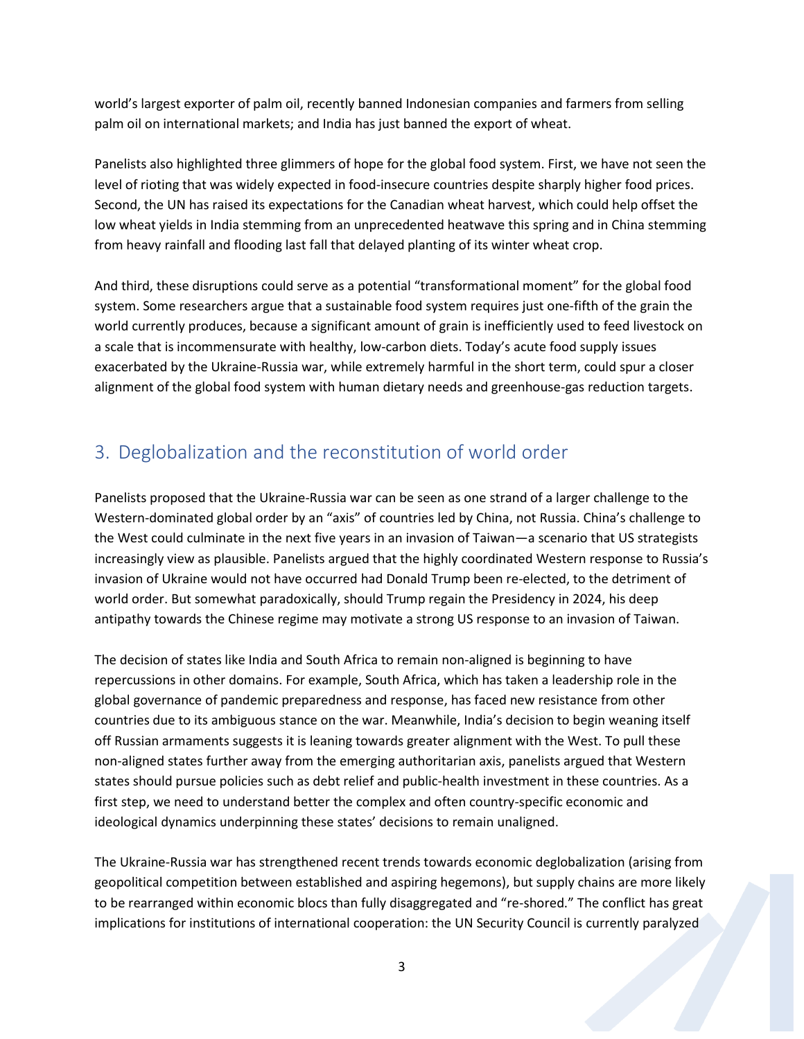world's largest exporter of palm oil, recently banned Indonesian companies and farmers from selling palm oil on international markets; and India has just banned the export of wheat.

Panelists also highlighted three glimmers of hope for the global food system. First, we have not seen the level of rioting that was widely expected in food-insecure countries despite sharply higher food prices. Second, the UN has raised its expectations for the Canadian wheat harvest, which could help offset the low wheat yields in India stemming from an unprecedented heatwave this spring and in China stemming from heavy rainfall and flooding last fall that delayed planting of its winter wheat crop.

And third, these disruptions could serve as a potential "transformational moment" for the global food system. Some researchers argue that a sustainable food system requires just one-fifth of the grain the world currently produces, because a significant amount of grain is inefficiently used to feed livestock on a scale that is incommensurate with healthy, low-carbon diets. Today's acute food supply issues exacerbated by the Ukraine-Russia war, while extremely harmful in the short term, could spur a closer alignment of the global food system with human dietary needs and greenhouse-gas reduction targets.

## 3. Deglobalization and the reconstitution of world order

Panelists proposed that the Ukraine-Russia war can be seen as one strand of a larger challenge to the Western-dominated global order by an "axis" of countries led by China, not Russia. China's challenge to the West could culminate in the next five years in an invasion of Taiwan—a scenario that US strategists increasingly view as plausible. Panelists argued that the highly coordinated Western response to Russia's invasion of Ukraine would not have occurred had Donald Trump been re-elected, to the detriment of world order. But somewhat paradoxically, should Trump regain the Presidency in 2024, his deep antipathy towards the Chinese regime may motivate a strong US response to an invasion of Taiwan.

The decision of states like India and South Africa to remain non-aligned is beginning to have repercussions in other domains. For example, South Africa, which has taken a leadership role in the global governance of pandemic preparedness and response, has faced new resistance from other countries due to its ambiguous stance on the war. Meanwhile, India's decision to begin weaning itself off Russian armaments suggests it is leaning towards greater alignment with the West. To pull these non-aligned states further away from the emerging authoritarian axis, panelists argued that Western states should pursue policies such as debt relief and public-health investment in these countries. As a first step, we need to understand better the complex and often country-specific economic and ideological dynamics underpinning these states' decisions to remain unaligned.

The Ukraine-Russia war has strengthened recent trends towards economic deglobalization (arising from geopolitical competition between established and aspiring hegemons), but supply chains are more likely to be rearranged within economic blocs than fully disaggregated and "re-shored." The conflict has great implications for institutions of international cooperation: the UN Security Council is currently paralyzed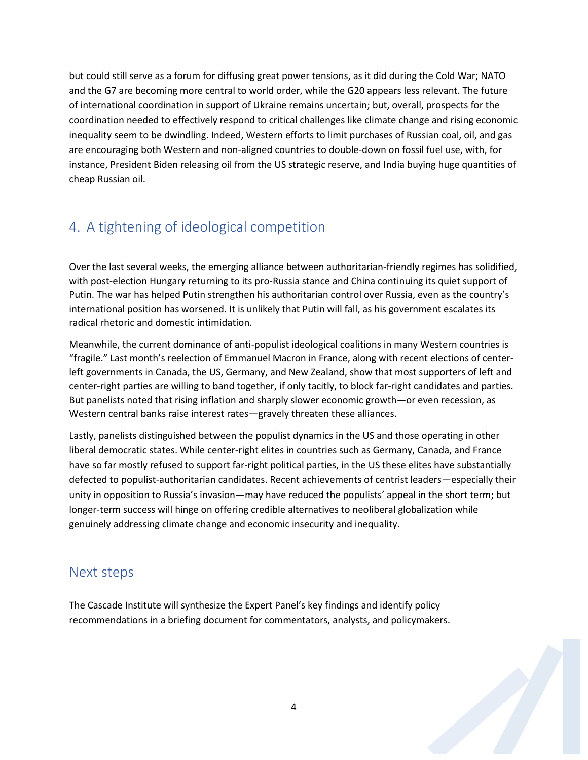but could still serve as a forum for diffusing great power tensions, as it did during the Cold War; NATO and the G7 are becoming more central to world order, while the G20 appears less relevant. The future of international coordination in support of Ukraine remains uncertain; but, overall, prospects for the coordination needed to effectively respond to critical challenges like climate change and rising economic inequality seem to be dwindling. Indeed, Western efforts to limit purchases of Russian coal, oil, and gas are encouraging both Western and non-aligned countries to double-down on fossil fuel use, with, for instance, President Biden releasing oil from the US strategic reserve, and India buying huge quantities of cheap Russian oil.

## 4. A tightening of ideological competition

Over the last several weeks, the emerging alliance between authoritarian-friendly regimes has solidified, with post-election Hungary returning to its pro-Russia stance and China continuing its quiet support of Putin. The war has helped Putin strengthen his authoritarian control over Russia, even as the country's international position has worsened. It is unlikely that Putin will fall, as his government escalates its radical rhetoric and domestic intimidation.

Meanwhile, the current dominance of anti-populist ideological coalitions in many Western countries is "fragile." Last month's reelection of Emmanuel Macron in France, along with recent elections of center-left governments in Canada, the US, Germany, and New Zealand, show that most supporters of left and center-right parties are willing to band together, if only tacitly, to block far-right candidates and parties. But panelists noted that rising inflation and sharply slower economic growth—or even recession, as Western central banks raise interest rates—gravely threaten these alliances.

Lastly, panelists distinguished between the populist dynamics in the US and those operating in other liberal democratic states. While center-right elites in countries such as Germany, Canada, and France have so far mostly refused to support far-right political parties, in the US these elites have substantially defected to populist-authoritarian candidates. Recent achievements of centrist leaders—especially their unity in opposition to Russia's invasion—may have reduced the populists' appeal in the short term; but longer-term success will hinge on offering credible alternatives to neoliberal globalization while genuinely addressing climate change and economic insecurity and inequality.

## Next steps

The Cascade Institute will synthesize the Expert Panel's key findings and identify policy recommendations in a briefing document for commentators, analysts, and policymakers.